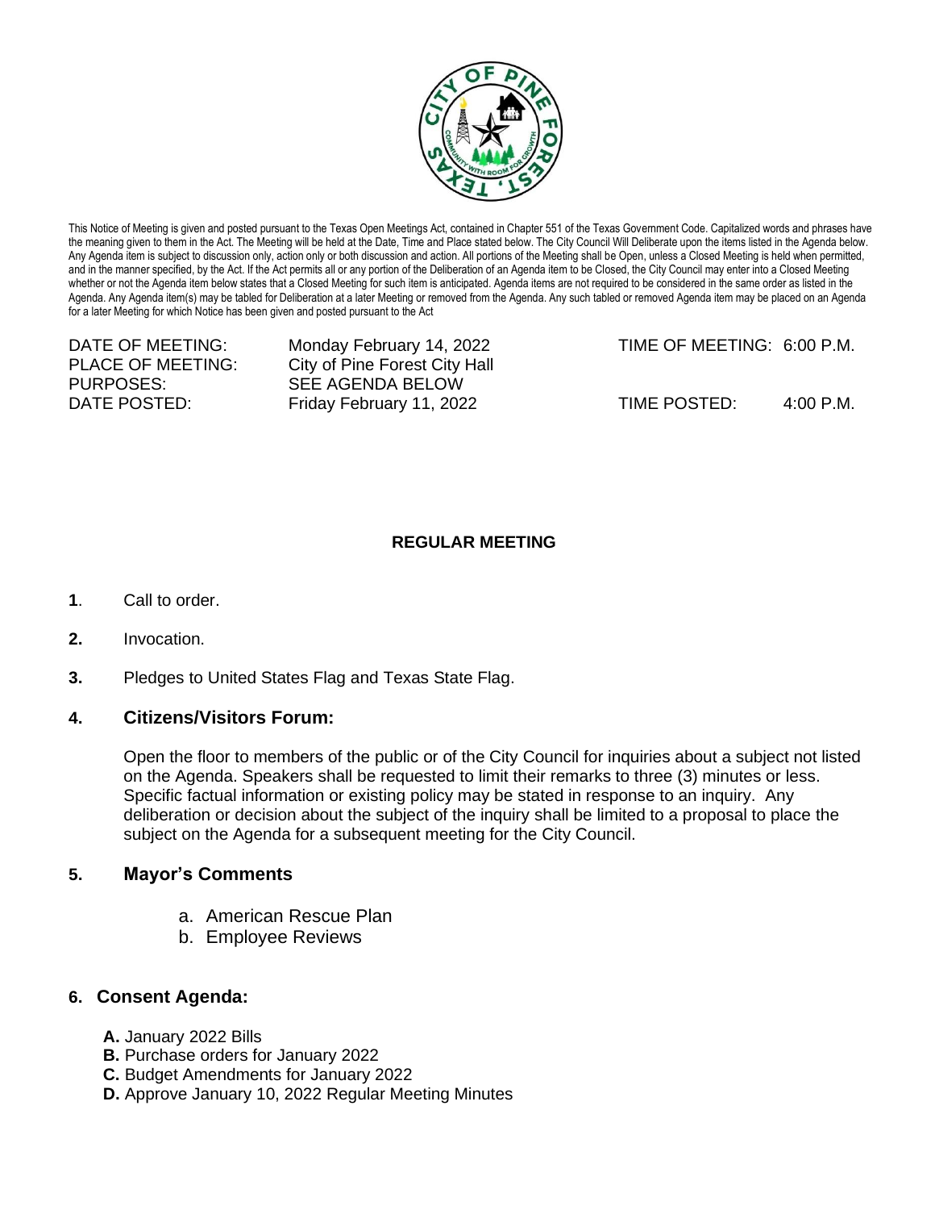This Notice of Meeting is given and posted pursuant to the Texas Open Meetings Act, contained in Chapter 551 of the Texas Government Code. Capitalized words and phrases have the meaning given to them in the Act. The Meeting will be held at the Date, Time and Place stated below. The City Council Will Deliberate upon the items listed in the Agenda below. Any Agenda item is subject to discussion only, action only or both discussion and action. All portions of the Meeting shall be Open, unless a Closed Meeting is held when permitted, and in the manner specified, by the Act. If the Act permits all or any portion of the Deliberation of an Agenda item to be Closed, the City Council may enter into a Closed Meeting whether or not the Agenda item below states that a Closed Meeting for such item is anticipated. Agenda items are not required to be considered in the same order as listed in the Agenda. Any Agenda item(s) may be tabled for Deliberation at a later Meeting or removed from the Agenda. Any such tabled or removed Agenda item may be placed on an Agenda for a later Meeting for which Notice has been given and posted pursuant to the Act

DATE OF MEETING: Monday February 14, 2022 TIME OF MEETING: 6:00 P.M.
PLACE OF MEETING: City of Pine Forest City Hall
PURPOSES: SEE AGENDA BELOW
DATE POSTED: Friday February 11, 2022 TIME POSTED: 4:00 P.M.

**REGULAR MEETING**

**1**. Call to order.

**2.** Invocation.

**3.** Pledges to United States Flag and Texas State Flag.

## 4. Citizens/Visitors Forum:

Open the floor to members of the public or of the City Council for inquiries about a subject not listed on the Agenda. Speakers shall be requested to limit their remarks to three (3) minutes or less. Specific factual information or existing policy may be stated in response to an inquiry. Any deliberation or decision about the subject of the inquiry shall be limited to a proposal to place the subject on the Agenda for a subsequent meeting for the City Council.

## 5. Mayor's Comments

a. American Rescue Plan
b. Employee Reviews

## 6. Consent Agenda:

**A.** January 2022 Bills
**B.** Purchase orders for January 2022
**C.** Budget Amendments for January 2022
**D.** Approve January 10, 2022 Regular Meeting Minutes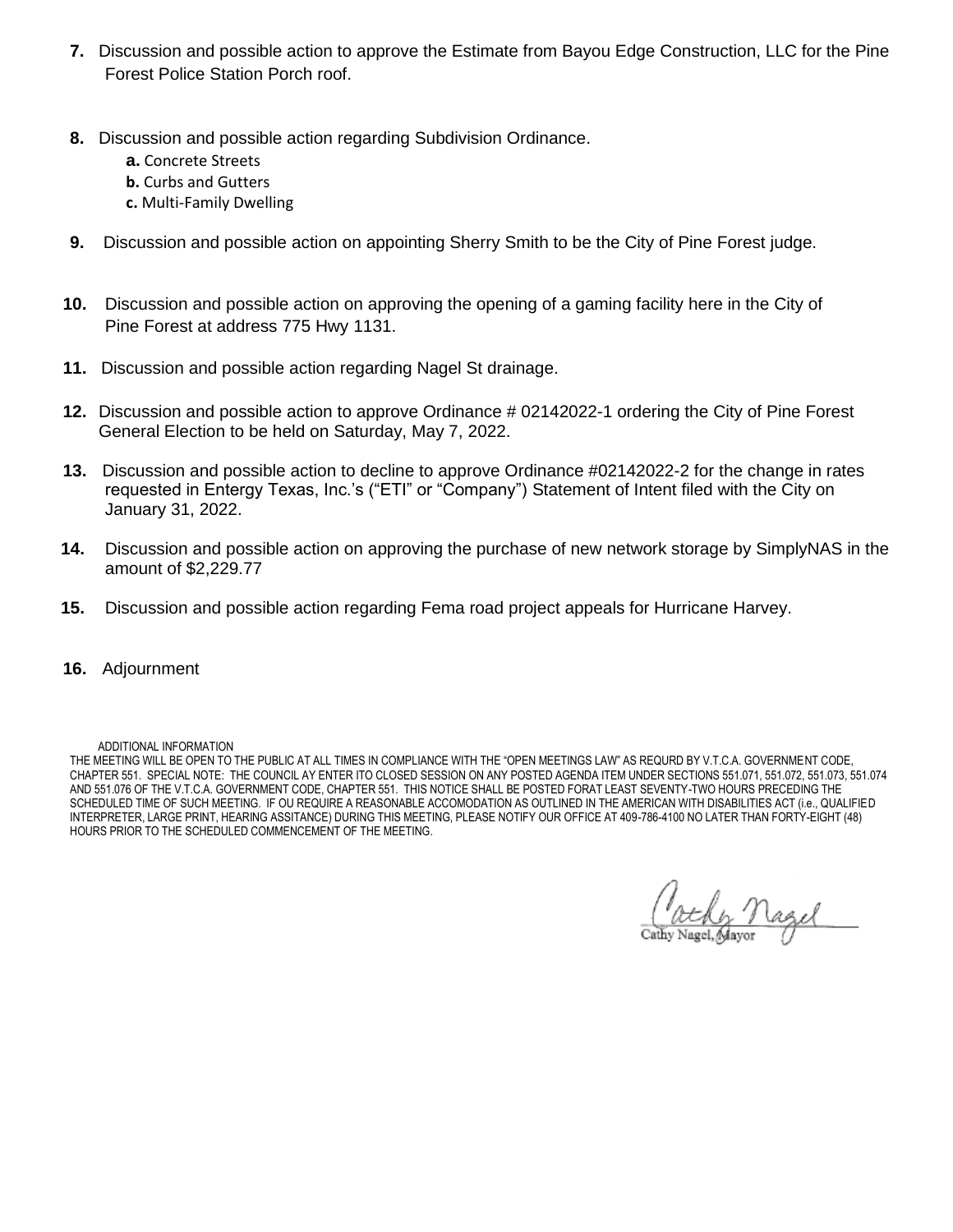**7.** Discussion and possible action to approve the Estimate from Bayou Edge Construction, LLC for the Pine Forest Police Station Porch roof.

**8.** Discussion and possible action regarding Subdivision Ordinance.

   **a.** Concrete Streets
   **b.** Curbs and Gutters
   **c.** Multi-Family Dwelling

**9.** Discussion and possible action on appointing Sherry Smith to be the City of Pine Forest judge.

**10.** Discussion and possible action on approving the opening of a gaming facility here in the City of Pine Forest at address 775 Hwy 1131.

**11.** Discussion and possible action regarding Nagel St drainage.

**12.** Discussion and possible action to approve Ordinance # 02142022-1 ordering the City of Pine Forest General Election to be held on Saturday, May 7, 2022.

**13.** Discussion and possible action to decline to approve Ordinance #02142022-2 for the change in rates requested in Entergy Texas, Inc.'s ("ETI" or "Company") Statement of Intent filed with the City on January 31, 2022.

**14.** Discussion and possible action on approving the purchase of new network storage by SimplyNAS in the amount of $2,229.77

**15.** Discussion and possible action regarding Fema road project appeals for Hurricane Harvey.

**16.** Adjournment

ADDITIONAL INFORMATION

THE MEETING WILL BE OPEN TO THE PUBLIC AT ALL TIMES IN COMPLIANCE WITH THE "OPEN MEETINGS LAW" AS REQURD BY V.T.C.A. GOVERNMENT CODE, CHAPTER 551. SPECIAL NOTE: THE COUNCIL AY ENTER ITO CLOSED SESSION ON ANY POSTED AGENDA ITEM UNDER SECTIONS 551.071, 551.072, 551.073, 551.074 AND 551.076 OF THE V.T.C.A. GOVERNMENT CODE, CHAPTER 551. THIS NOTICE SHALL BE POSTED FORAT LEAST SEVENTY-TWO HOURS PRECEDING THE SCHEDULED TIME OF SUCH MEETING. IF OU REQUIRE A REASONABLE ACCOMODATION AS OUTLINED IN THE AMERICAN WITH DISABILITIES ACT (i.e., QUALIFIED INTERPRETER, LARGE PRINT, HEARING ASSITANCE) DURING THIS MEETING, PLEASE NOTIFY OUR OFFICE AT 409-786-4100 NO LATER THAN FORTY-EIGHT (48) HOURS PRIOR TO THE SCHEDULED COMMENCEMENT OF THE MEETING.

Cathy Nagel

Cathy Nagel, Mayor